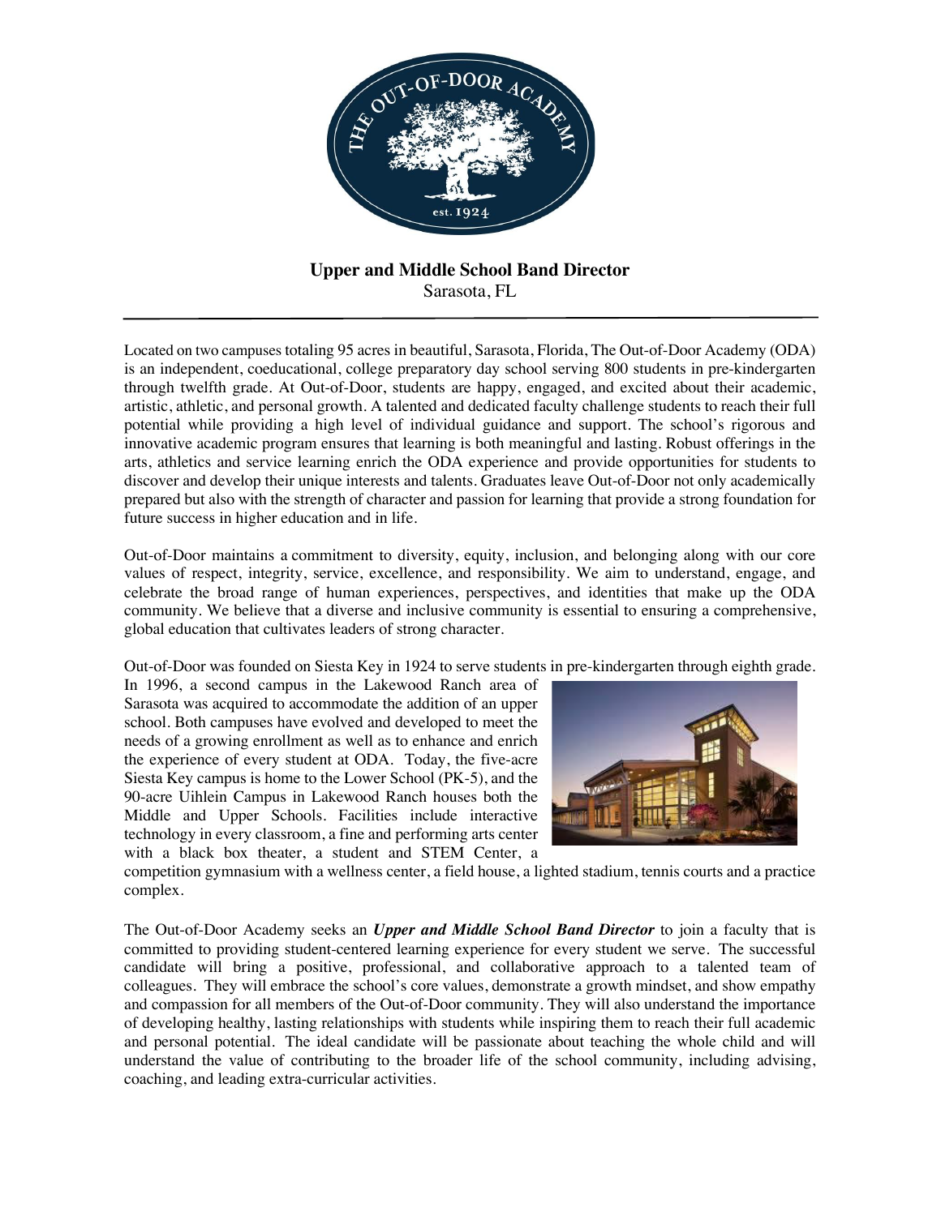# Upper and Middle School Band Director

Sarasota, FL

---

Located on two campuses totaling 95 acres in beautiful, Sarasota, Florida, The Out-of-Door Academy (ODA) is an independent, coeducational, college preparatory day school serving 800 students in pre-kindergarten through twelfth grade. At Out-of-Door, students are happy, engaged, and excited about their academic, artistic, athletic, and personal growth. A talented and dedicated faculty challenge students to reach their full potential while providing a high level of individual guidance and support. The school's rigorous and innovative academic program ensures that learning is both meaningful and lasting. Robust offerings in the arts, athletics and service learning enrich the ODA experience and provide opportunities for students to discover and develop their unique interests and talents. Graduates leave Out-of-Door not only academically prepared but also with the strength of character and passion for learning that provide a strong foundation for future success in higher education and in life.

Out-of-Door maintains a commitment to diversity, equity, inclusion, and belonging along with our core values of respect, integrity, service, excellence, and responsibility. We aim to understand, engage, and celebrate the broad range of human experiences, perspectives, and identities that make up the ODA community. We believe that a diverse and inclusive community is essential to ensuring a comprehensive, global education that cultivates leaders of strong character.

Out-of-Door was founded on Siesta Key in 1924 to serve students in pre-kindergarten through eighth grade. In 1996, a second campus in the Lakewood Ranch area of Sarasota was acquired to accommodate the addition of an upper school. Both campuses have evolved and developed to meet the needs of a growing enrollment as well as to enhance and enrich the experience of every student at ODA. Today, the five-acre Siesta Key campus is home to the Lower School (PK-5), and the 90-acre Uihlein Campus in Lakewood Ranch houses both the Middle and Upper Schools. Facilities include interactive technology in every classroom, a fine and performing arts center with a black box theater, a student and STEM Center, a competition gymnasium with a wellness center, a field house, a lighted stadium, tennis courts and a practice complex.

The Out-of-Door Academy seeks an ***Upper and Middle School Band Director*** to join a faculty that is committed to providing student-centered learning experience for every student we serve. The successful candidate will bring a positive, professional, and collaborative approach to a talented team of colleagues. They will embrace the school's core values, demonstrate a growth mindset, and show empathy and compassion for all members of the Out-of-Door community. They will also understand the importance of developing healthy, lasting relationships with students while inspiring them to reach their full academic and personal potential. The ideal candidate will be passionate about teaching the whole child and will understand the value of contributing to the broader life of the school community, including advising, coaching, and leading extra-curricular activities.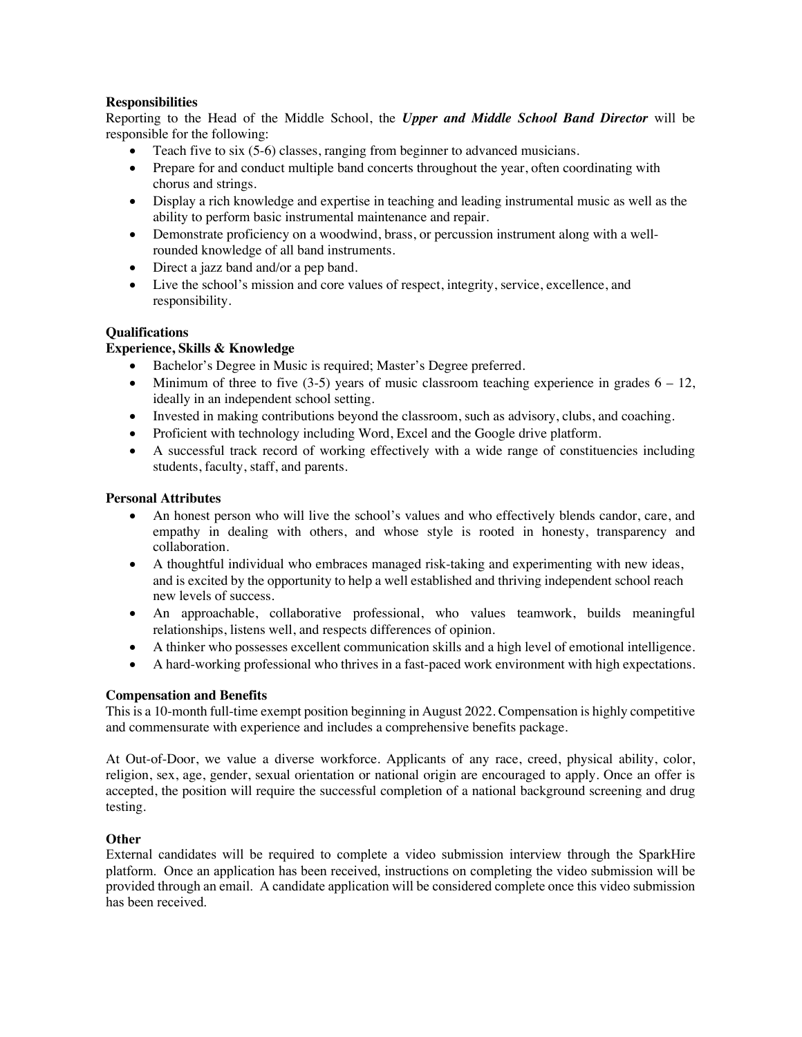**Responsibilities**

Reporting to the Head of the Middle School, the ***Upper and Middle School Band Director*** will be responsible for the following:

- Teach five to six (5-6) classes, ranging from beginner to advanced musicians.
- Prepare for and conduct multiple band concerts throughout the year, often coordinating with chorus and strings.
- Display a rich knowledge and expertise in teaching and leading instrumental music as well as the ability to perform basic instrumental maintenance and repair.
- Demonstrate proficiency on a woodwind, brass, or percussion instrument along with a well-rounded knowledge of all band instruments.
- Direct a jazz band and/or a pep band.
- Live the school's mission and core values of respect, integrity, service, excellence, and responsibility.

**Qualifications**

**Experience, Skills & Knowledge**

- Bachelor's Degree in Music is required; Master's Degree preferred.
- Minimum of three to five (3-5) years of music classroom teaching experience in grades 6 – 12, ideally in an independent school setting.
- Invested in making contributions beyond the classroom, such as advisory, clubs, and coaching.
- Proficient with technology including Word, Excel and the Google drive platform.
- A successful track record of working effectively with a wide range of constituencies including students, faculty, staff, and parents.

**Personal Attributes**

- An honest person who will live the school's values and who effectively blends candor, care, and empathy in dealing with others, and whose style is rooted in honesty, transparency and collaboration.
- A thoughtful individual who embraces managed risk-taking and experimenting with new ideas, and is excited by the opportunity to help a well established and thriving independent school reach new levels of success.
- An approachable, collaborative professional, who values teamwork, builds meaningful relationships, listens well, and respects differences of opinion.
- A thinker who possesses excellent communication skills and a high level of emotional intelligence.
- A hard-working professional who thrives in a fast-paced work environment with high expectations.

**Compensation and Benefits**

This is a 10-month full-time exempt position beginning in August 2022. Compensation is highly competitive and commensurate with experience and includes a comprehensive benefits package.

At Out-of-Door, we value a diverse workforce. Applicants of any race, creed, physical ability, color, religion, sex, age, gender, sexual orientation or national origin are encouraged to apply. Once an offer is accepted, the position will require the successful completion of a national background screening and drug testing.

**Other**

External candidates will be required to complete a video submission interview through the SparkHire platform. Once an application has been received, instructions on completing the video submission will be provided through an email. A candidate application will be considered complete once this video submission has been received.